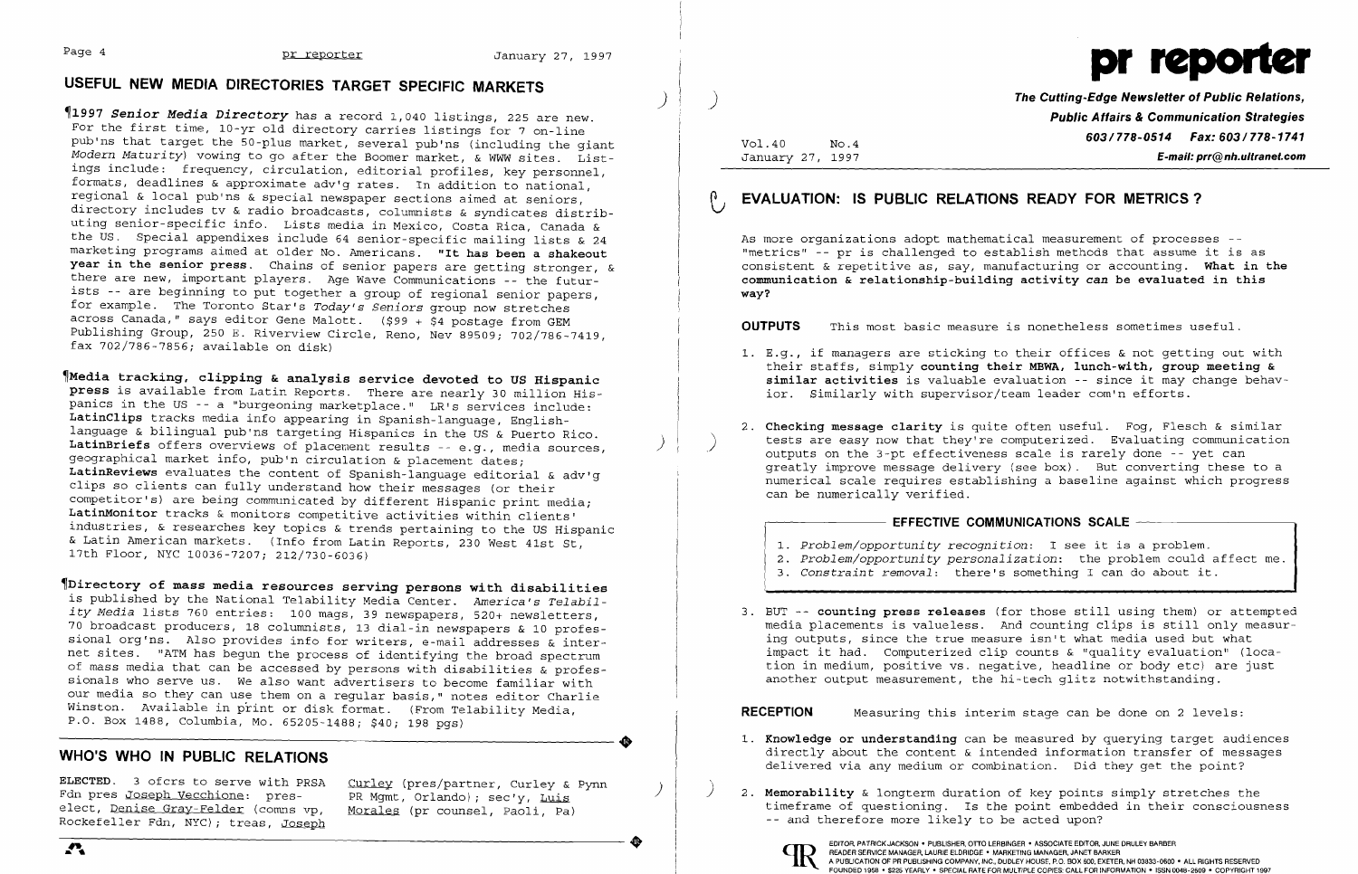## USEFUL NEW MEDIA DIRECTORIES TARGET SPECIFIC MARKETS

¶**1997** ***Senior Media Directory*** has a record 1,040 listings, 225 are new. For the first time, 10-yr old directory carries listings for 7 on-line pub'ns that target the 50-plus market, several pub'ns (including the giant *Modern Maturity*) vowing to go after the Boomer market, & WWW sites. Listings include: frequency, circulation, editorial profiles, key personnel, formats, deadlines & approximate adv'g rates. In addition to national, regional & local pub'ns & special newspaper sections aimed at seniors, directory includes tv & radio broadcasts, columnists & syndicates distributing senior-specific info. Lists media in Mexico, Costa Rica, Canada & the US. Special appendixes include 64 senior-specific mailing lists & 24 marketing programs aimed at older No. Americans. **"It has been a shakeout year in the senior press.** Chains of senior papers are getting stronger, & there are new, important players. Age Wave Communications -- the futurists -- are beginning to put together a group of regional senior papers, for example. The Toronto Star's *Today's Seniors* group now stretches across Canada," says editor Gene Malott. ($99 + $4 postage from GEM Publishing Group, 250 E. Riverview Circle, Reno, Nev 89509; 702/786-7419, fax 702/786-7856; available on disk)

¶**Media tracking, clipping & analysis service devoted to US Hispanic press** is available from Latin Reports. There are nearly 30 million Hispanics in the US -- a "burgeoning marketplace." LR's services include: **LatinClips** tracks media info appearing in Spanish-language, English-language & bilingual pub'ns targeting Hispanics in the US & Puerto Rico. **LatinBriefs** offers overviews of placement results -- e.g., media sources, geographical market info, pub'n circulation & placement dates; **LatinReviews** evaluates the content of Spanish-language editorial & adv'g clips so clients can fully understand how their messages (or their competitor's) are being communicated by different Hispanic print media; **LatinMonitor** tracks & monitors competitive activities within clients' industries, & researches key topics & trends pertaining to the US Hispanic & Latin American markets. (Info from Latin Reports, 230 West 41st St, 17th Floor, NYC 10036-7207; 212/730-6036)

¶**Directory of mass media resources serving persons with disabilities** is published by the National Telability Media Center. *America's Telability Media* lists 760 entries: 100 mags, 39 newspapers, 520+ newsletters, 70 broadcast producers, 18 columnists, 13 dial-in newspapers & 10 professional org'ns. Also provides info for writers, e-mail addresses & internet sites. "ATM has begun the process of identifying the broad spectrum of mass media that can be accessed by persons with disabilities & professionals who serve us. We also want advertisers to become familiar with our media so they can use them on a regular basis," notes editor Charlie Winston. Available in print or disk format. (From Telability Media, P.O. Box 1488, Columbia, Mo. 65205-1488; $40; 198 pgs)

## WHO'S WHO IN PUBLIC RELATIONS

**ELECTED**. 3 ofcrs to serve with PRSA Fdn pres Joseph Vecchione: pres-elect, Denise Gray-Felder (comns vp, Rockefeller Fdn, NYC); treas, Joseph Curley (pres/partner, Curley & Pynn PR Mgmt, Orlando); sec'y, Luis Morales (pr counsel, Paoli, Pa)

# pr reporter

***The Cutting-Edge Newsletter of Public Relations, Public Affairs & Communication Strategies***
***603/778-0514 Fax: 603/778-1741***
***E-mail: prr@nh.ultranet.com***

Vol.40 No.4
January 27, 1997

## EVALUATION: IS PUBLIC RELATIONS READY FOR METRICS?

As more organizations adopt mathematical measurement of processes -- "metrics" -- pr is challenged to establish methods that assume it is as consistent & repetitive as, say, manufacturing or accounting. **What in the communication & relationship-building activity *can* be evaluated in this way?**

**OUTPUTS** This most basic measure is nonetheless sometimes useful.

1. E.g., if managers are sticking to their offices & not getting out with their staffs, simply **counting their MBWA, lunch-with, group meeting & similar activities** is valuable evaluation -- since it may change behavior. Similarly with supervisor/team leader com'n efforts.

2. **Checking message clarity** is quite often useful. Fog, Flesch & similar tests are easy now that they're computerized. Evaluating communication outputs on the 3-pt effectiveness scale is rarely done -- yet can greatly improve message delivery (see box). But converting these to a numerical scale requires establishing a baseline against which progress can be numerically verified.

**EFFECTIVE COMMUNICATIONS SCALE**

1. *Problem/opportunity recognition*: I see it is a problem.
2. *Problem/opportunity personalization*: the problem could affect me.
3. *Constraint removal*: there's something I can do about it.

3. BUT -- **counting press releases** (for those still using them) or attempted media placements is valueless. And counting clips is still only measuring outputs, since the true measure isn't what media used but what impact it had. Computerized clip counts & "quality evaluation" (location in medium, positive vs. negative, headline or body etc) are just another output measurement, the hi-tech glitz notwithstanding.

**RECEPTION** Measuring this interim stage can be done on 2 levels:

1. **Knowledge or understanding** can be measured by querying target audiences directly about the content & intended information transfer of messages delivered via any medium or combination. Did they get the point?

2. **Memorability** & longterm duration of key points simply stretches the timeframe of questioning. Is the point embedded in their consciousness -- and therefore more likely to be acted upon?

EDITOR, PATRICK JACKSON • PUBLISHER, OTTO LERBINGER • ASSOCIATE EDITOR, JUNE DRULEY BARBER
READER SERVICE MANAGER, LAURIE ELDRIDGE • MARKETING MANAGER, JANET BARKER
A PUBLICATION OF PR PUBLISHING COMPANY, INC., DUDLEY HOUSE, P.O. BOX 600, EXETER, NH 03833-0600 • ALL RIGHTS RESERVED
FOUNDED 1958 • $225 YEARLY • SPECIAL RATE FOR MULTIPLE COPIES: CALL FOR INFORMATION • ISSN 0048-2609 • COPYRIGHT 1997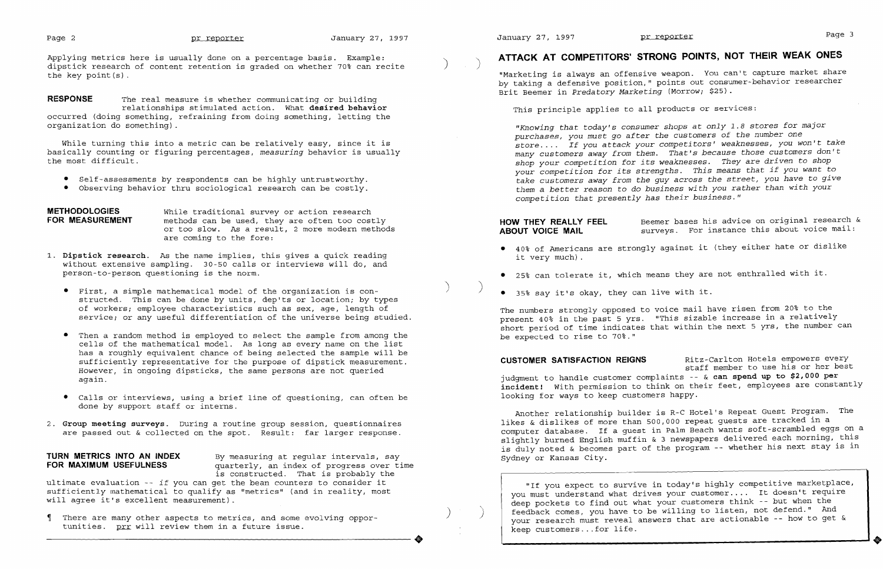Applying metrics here is usually done on a percentage basis. Example: dipstick research of content retention is graded on whether 70% can recite the key point(s).

**RESPONSE** The real measure is whether communicating or building relationships stimulated action. What **desired behavior** occurred (doing something, refraining from doing something, letting the organization do something).

While turning this into a metric can be relatively easy, since it is basically counting or figuring percentages, *measuring* behavior is usually the most difficult.

- Self-assessments by respondents can be highly untrustworthy.
- Observing behavior thru sociological research can be costly.

**METHODOLOGIES FOR MEASUREMENT** While traditional survey or action research methods can be used, they are often too costly or too slow. As a result, 2 more modern methods are coming to the fore:

1. **Dipstick research.** As the name implies, this gives a quick reading without extensive sampling. 30-50 calls or interviews will do, and person-to-person questioning is the norm.

    - First, a simple mathematical model of the organization is constructed. This can be done by units, dep'ts or location; by types of workers; employee characteristics such as sex, age, length of service; or any useful differentiation of the universe being studied.

    - Then a random method is employed to select the sample from among the cells of the mathematical model. As long as every name on the list has a roughly equivalent chance of being selected the sample will be sufficiently representative for the purpose of dipstick measurement. However, in ongoing dipsticks, the same persons are not queried again.

    - Calls or interviews, using a brief line of questioning, can often be done by support staff or interns.

2. **Group meeting surveys.** During a routine group session, questionnaires are passed out & collected on the spot. Result: far larger response.

**TURN METRICS INTO AN INDEX FOR MAXIMUM USEFULNESS** By measuring at regular intervals, say quarterly, an index of progress over time is constructed. That is probably the ultimate evaluation -- *if* you can get the bean counters to consider it sufficiently mathematical to qualify as "metrics" (and in reality, most will agree it's excellent measurement).

¶ There are many other aspects to metrics, and some evolving opportunities. prr will review them in a future issue.

## ATTACK AT COMPETITORS' STRONG POINTS, NOT THEIR WEAK ONES

"Marketing is always an offensive weapon. You can't capture market share by taking a defensive position," points out consumer-behavior researcher Brit Beemer in *Predatory Marketing* (Morrow; $25).

This principle applies to all products or services:

*"Knowing that today's consumer shops at only 1.8 stores for major purchases, you must go after the customers of the number one store.... If you attack your competitors' weaknesses, you won't take many customers away from them. That's because those customers don't shop your competition for its weaknesses. They are driven to shop your competition for its strengths. This means that if you want to take customers away from the guy across the street, you have to give them a better reason to do business with you rather than with your competition that presently has their business."*

**HOW THEY REALLY FEEL ABOUT VOICE MAIL** Beemer bases his advice on original research & surveys. For instance this about voice mail:

- 40% of Americans are strongly against it (they either hate or dislike it very much).
- 25% can tolerate it, which means they are not enthralled with it.
- 35% say it's okay, they can live with it.

The numbers strongly opposed to voice mail have risen from 20% to the present 40% in the past 5 yrs. "This sizable increase in a relatively short period of time indicates that within the next 5 yrs, the number can be expected to rise to 70%."

**CUSTOMER SATISFACTION REIGNS** Ritz-Carlton Hotels empowers every staff member to use his or her best judgment to handle customer complaints -- & **can spend up to $2,000 per incident!** With permission to think on their feet, employees are constantly looking for ways to keep customers happy.

Another relationship builder is R-C Hotel's Repeat Guest Program. The likes & dislikes of more than 500,000 repeat guests are tracked in a computer database. If a guest in Palm Beach wants soft-scrambled eggs on a slightly burned English muffin & 3 newspapers delivered each morning, this is duly noted & becomes part of the program -- whether his next stay is in Sydney or Kansas City.

> "If you expect to survive in today's highly competitive marketplace, you must understand what drives your customer.... It doesn't require deep pockets to find out what your customers think -- but when the feedback comes, you have to be willing to listen, not defend." And your research must reveal answers that are actionable -- how to get & keep customers...for life.